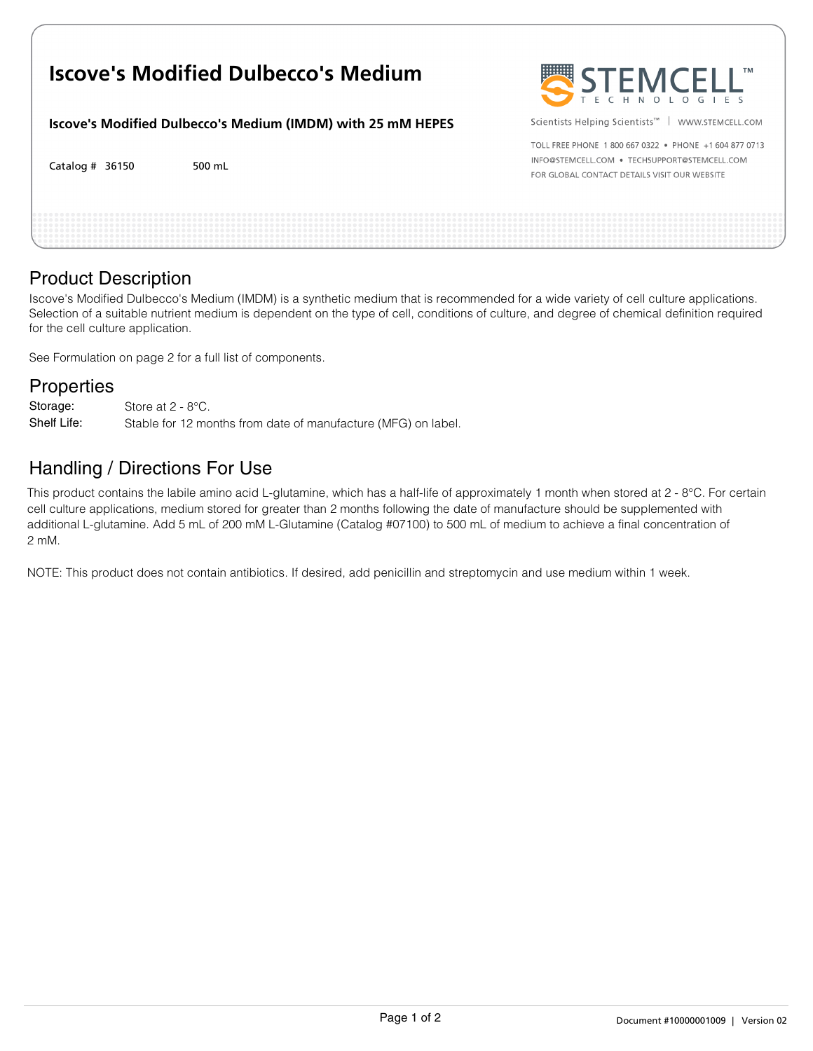# Iscove's Modified Dulbecco's Medium

**Iscove's Modified Dulbecco's Medium (IMDM) with 25 mM HEPES**

Catalog # 36150 500 mL

STEMCELL TECHNOLOGIES

Scientists Helping Scientists™ | WWW.STEMCELL.COM

TOLL FREE PHONE 1 800 667 0322 • PHONE +1 604 877 0713

INFO@STEMCELL.COM • TECHSUPPORT@STEMCELL.COM

FOR GLOBAL CONTACT DETAILS VISIT OUR WEBSITE

## Product Description

Iscove's Modified Dulbecco's Medium (IMDM) is a synthetic medium that is recommended for a wide variety of cell culture applications. Selection of a suitable nutrient medium is dependent on the type of cell, conditions of culture, and degree of chemical definition required for the cell culture application.

See Formulation on page 2 for a full list of components.

## Properties

| | |
|---|---|
| Storage: | Store at 2 - 8°C. |
| Shelf Life: | Stable for 12 months from date of manufacture (MFG) on label. |

## Handling / Directions For Use

This product contains the labile amino acid L-glutamine, which has a half-life of approximately 1 month when stored at 2 - 8°C. For certain cell culture applications, medium stored for greater than 2 months following the date of manufacture should be supplemented with additional L-glutamine. Add 5 mL of 200 mM L-Glutamine (Catalog #07100) to 500 mL of medium to achieve a final concentration of 2 mM.

NOTE: This product does not contain antibiotics. If desired, add penicillin and streptomycin and use medium within 1 week.

Document #10000001009 | Version 02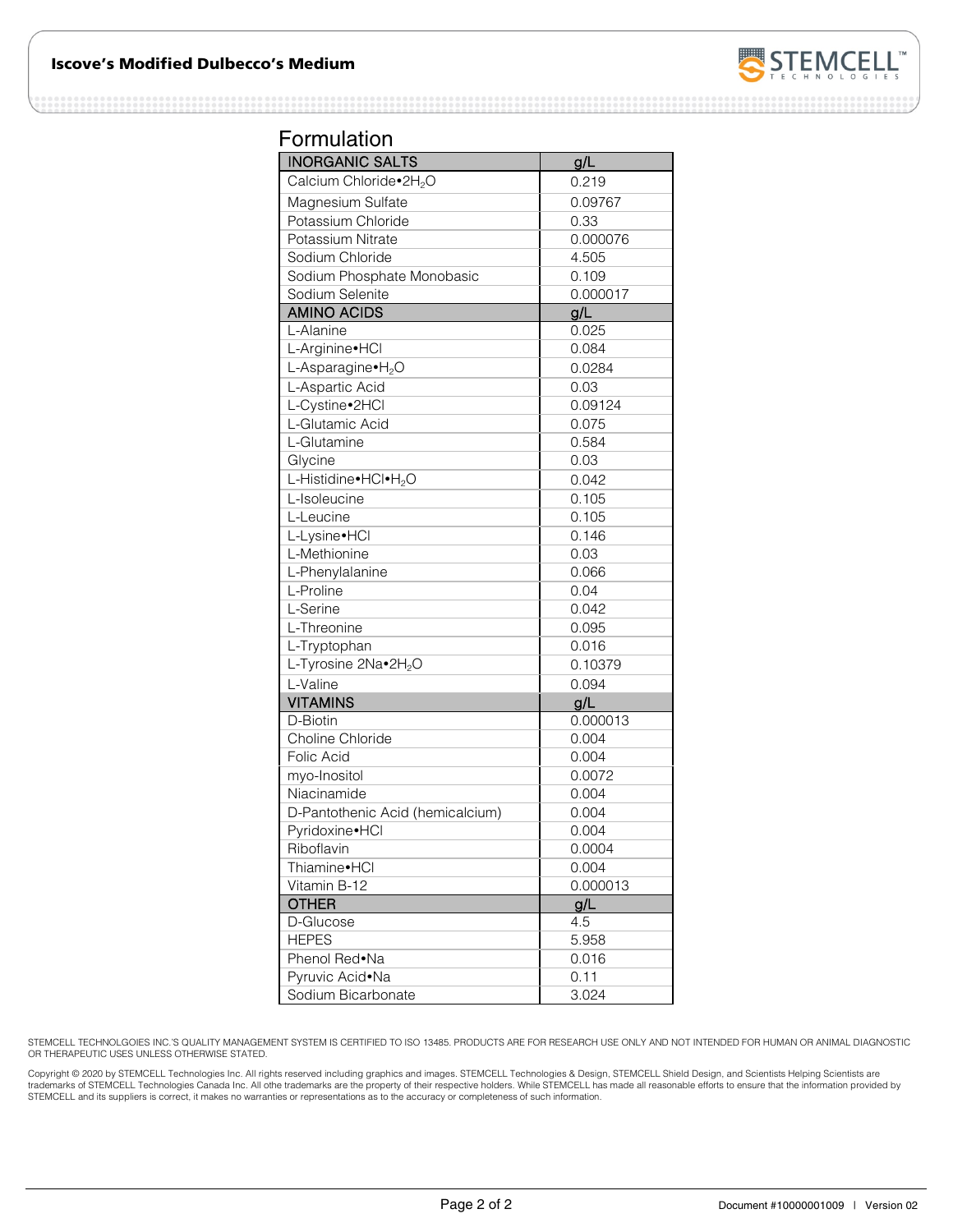## Formulation

| INORGANIC SALTS | g/L |
| --- | --- |
| Calcium Chloride•$2H_2O$ | 0.219 |
| Magnesium Sulfate | 0.09767 |
| Potassium Chloride | 0.33 |
| Potassium Nitrate | 0.000076 |
| Sodium Chloride | 4.505 |
| Sodium Phosphate Monobasic | 0.109 |
| Sodium Selenite | 0.000017 |
| **AMINO ACIDS** | **g/L** |
| L-Alanine | 0.025 |
| L-Arginine•HCl | 0.084 |
| L-Asparagine•$H_2O$ | 0.0284 |
| L-Aspartic Acid | 0.03 |
| L-Cystine•2HCl | 0.09124 |
| L-Glutamic Acid | 0.075 |
| L-Glutamine | 0.584 |
| Glycine | 0.03 |
| L-Histidine•HCl•$H_2O$ | 0.042 |
| L-Isoleucine | 0.105 |
| L-Leucine | 0.105 |
| L-Lysine•HCl | 0.146 |
| L-Methionine | 0.03 |
| L-Phenylalanine | 0.066 |
| L-Proline | 0.04 |
| L-Serine | 0.042 |
| L-Threonine | 0.095 |
| L-Tryptophan | 0.016 |
| L-Tyrosine 2Na•$2H_2O$ | 0.10379 |
| L-Valine | 0.094 |
| **VITAMINS** | **g/L** |
| D-Biotin | 0.000013 |
| Choline Chloride | 0.004 |
| Folic Acid | 0.004 |
| myo-Inositol | 0.0072 |
| Niacinamide | 0.004 |
| D-Pantothenic Acid (hemicalcium) | 0.004 |
| Pyridoxine•HCl | 0.004 |
| Riboflavin | 0.0004 |
| Thiamine•HCl | 0.004 |
| Vitamin B-12 | 0.000013 |
| **OTHER** | **g/L** |
| D-Glucose | 4.5 |
| HEPES | 5.958 |
| Phenol Red•Na | 0.016 |
| Pyruvic Acid•Na | 0.11 |
| Sodium Bicarbonate | 3.024 |

STEMCELL TECHNOLGOIES INC.'S QUALITY MANAGEMENT SYSTEM IS CERTIFIED TO ISO 13485. PRODUCTS ARE FOR RESEARCH USE ONLY AND NOT INTENDED FOR HUMAN OR ANIMAL DIAGNOSTIC OR THERAPEUTIC USES UNLESS OTHERWISE STATED.

Copyright © 2020 by STEMCELL Technologies Inc. All rights reserved including graphics and images. STEMCELL Technologies & Design, STEMCELL Shield Design, and Scientists Helping Scientists are trademarks of STEMCELL Technologies Canada Inc. All othe trademarks are the property of their respective holders. While STEMCELL has made all reasonable efforts to ensure that the information provided by STEMCELL and its suppliers is correct, it makes no warranties or representations as to the accuracy or completeness of such information.